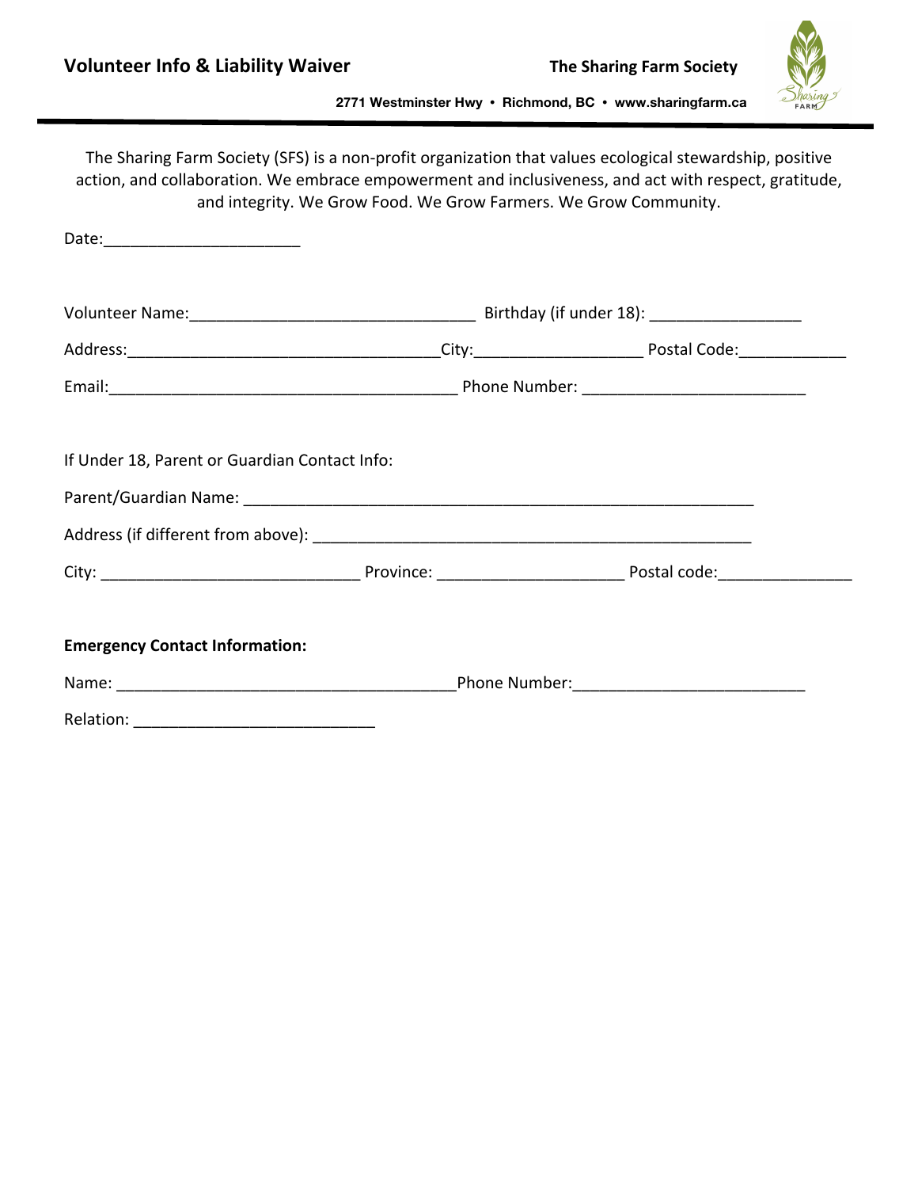# Volunteer Info & Liability Waiver

**The Sharing Farm Society**

**2771 Westminster Hwy • Richmond, BC • www.sharingfarm.ca**

The Sharing Farm Society (SFS) is a non-profit organization that values ecological stewardship, positive action, and collaboration. We embrace empowerment and inclusiveness, and act with respect, gratitude, and integrity. We Grow Food. We Grow Farmers. We Grow Community.

Date:______________________

Volunteer Name:________________________________ Birthday (if under 18): _________________

Address:___________________________________City:__________________ Postal Code:____________

Email:_______________________________________ Phone Number: ________________________

If Under 18, Parent or Guardian Contact Info:

Parent/Guardian Name: __________________________________________________________

Address (if different from above): ______________________________________________

City: ____________________________ Province: ____________________ Postal code:______________

**Emergency Contact Information:**

Name: _____________________________________Phone Number:_________________________

Relation: ___________________________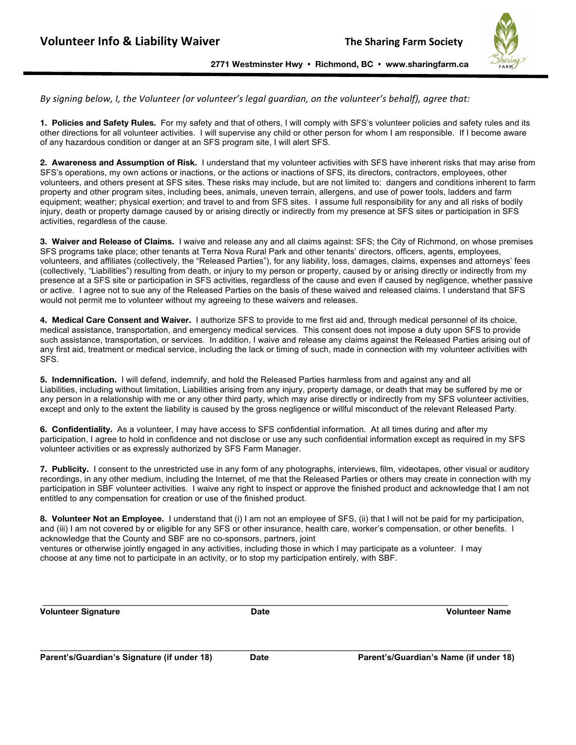# Volunteer Info & Liability Waiver

**The Sharing Farm Society**

**2771 Westminster Hwy • Richmond, BC • www.sharingfarm.ca**

*By signing below, I, the Volunteer (or volunteer's legal guardian, on the volunteer's behalf), agree that:*

**1. Policies and Safety Rules.** For my safety and that of others, I will comply with SFS's volunteer policies and safety rules and its other directions for all volunteer activities. I will supervise any child or other person for whom I am responsible. If I become aware of any hazardous condition or danger at an SFS program site, I will alert SFS.

**2. Awareness and Assumption of Risk.** I understand that my volunteer activities with SFS have inherent risks that may arise from SFS's operations, my own actions or inactions, or the actions or inactions of SFS, its directors, contractors, employees, other volunteers, and others present at SFS sites. These risks may include, but are not limited to: dangers and conditions inherent to farm property and other program sites, including bees, animals, uneven terrain, allergens, and use of power tools, ladders and farm equipment; weather; physical exertion; and travel to and from SFS sites. I assume full responsibility for any and all risks of bodily injury, death or property damage caused by or arising directly or indirectly from my presence at SFS sites or participation in SFS activities, regardless of the cause.

**3. Waiver and Release of Claims.** I waive and release any and all claims against: SFS; the City of Richmond, on whose premises SFS programs take place; other tenants at Terra Nova Rural Park and other tenants' directors, officers, agents, employees, volunteers, and affiliates (collectively, the "Released Parties"), for any liability, loss, damages, claims, expenses and attorneys' fees (collectively, "Liabilities") resulting from death, or injury to my person or property, caused by or arising directly or indirectly from my presence at a SFS site or participation in SFS activities, regardless of the cause and even if caused by negligence, whether passive or active. I agree not to sue any of the Released Parties on the basis of these waived and released claims. I understand that SFS would not permit me to volunteer without my agreeing to these waivers and releases.

**4. Medical Care Consent and Waiver.** I authorize SFS to provide to me first aid and, through medical personnel of its choice, medical assistance, transportation, and emergency medical services. This consent does not impose a duty upon SFS to provide such assistance, transportation, or services. In addition, I waive and release any claims against the Released Parties arising out of any first aid, treatment or medical service, including the lack or timing of such, made in connection with my volunteer activities with SFS.

**5. Indemnification.** I will defend, indemnify, and hold the Released Parties harmless from and against any and all Liabilities, including without limitation, Liabilities arising from any injury, property damage, or death that may be suffered by me or any person in a relationship with me or any other third party, which may arise directly or indirectly from my SFS volunteer activities, except and only to the extent the liability is caused by the gross negligence or willful misconduct of the relevant Released Party.

**6. Confidentiality.** As a volunteer, I may have access to SFS confidential information. At all times during and after my participation, I agree to hold in confidence and not disclose or use any such confidential information except as required in my SFS volunteer activities or as expressly authorized by SFS Farm Manager.

**7. Publicity.** I consent to the unrestricted use in any form of any photographs, interviews, film, videotapes, other visual or auditory recordings, in any other medium, including the Internet, of me that the Released Parties or others may create in connection with my participation in SBF volunteer activities. I waive any right to inspect or approve the finished product and acknowledge that I am not entitled to any compensation for creation or use of the finished product.

**8. Volunteer Not an Employee.** I understand that (i) I am not an employee of SFS, (ii) that I will not be paid for my participation, and (iii) I am not covered by or eligible for any SFS or other insurance, health care, worker's compensation, or other benefits. I acknowledge that the County and SBF are no co-sponsors, partners, joint ventures or otherwise jointly engaged in any activities, including those in which I may participate as a volunteer. I may choose at any time not to participate in an activity, or to stop my participation entirely, with SBF.

___________________________________________________________________________

**Volunteer Signature** | **Date** | **Volunteer Name**

___________________________________________________________________________

**Parent's/Guardian's Signature (if under 18)** | **Date** | **Parent's/Guardian's Name (if under 18)**